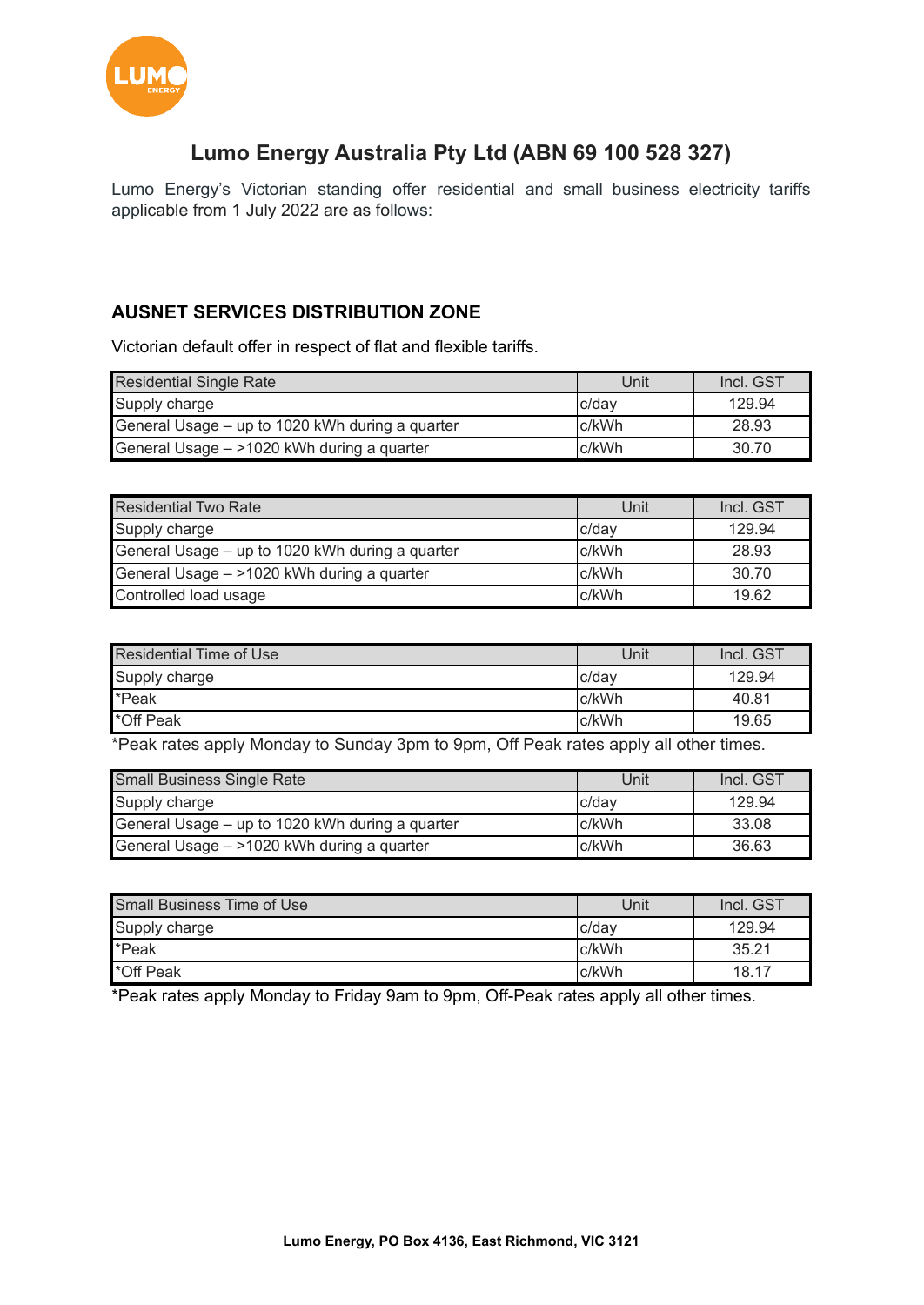# Lumo Energy Australia Pty Ltd (ABN 69 100 528 327)

Lumo Energy's Victorian standing offer residential and small business electricity tariffs applicable from 1 July 2022 are as follows:

## AUSNET SERVICES DISTRIBUTION ZONE

Victorian default offer in respect of flat and flexible tariffs.

| Residential Single Rate | Unit | Incl. GST |
|---|---|---|
| Supply charge | c/day | 129.94 |
| General Usage – up to 1020 kWh during a quarter | c/kWh | 28.93 |
| General Usage – >1020 kWh during a quarter | c/kWh | 30.70 |

| Residential Two Rate | Unit | Incl. GST |
|---|---|---|
| Supply charge | c/day | 129.94 |
| General Usage – up to 1020 kWh during a quarter | c/kWh | 28.93 |
| General Usage – >1020 kWh during a quarter | c/kWh | 30.70 |
| Controlled load usage | c/kWh | 19.62 |

| Residential Time of Use | Unit | Incl. GST |
|---|---|---|
| Supply charge | c/day | 129.94 |
| *Peak | c/kWh | 40.81 |
| *Off Peak | c/kWh | 19.65 |

*Peak rates apply Monday to Sunday 3pm to 9pm, Off Peak rates apply all other times.

| Small Business Single Rate | Unit | Incl. GST |
|---|---|---|
| Supply charge | c/day | 129.94 |
| General Usage – up to 1020 kWh during a quarter | c/kWh | 33.08 |
| General Usage – >1020 kWh during a quarter | c/kWh | 36.63 |

| Small Business Time of Use | Unit | Incl. GST |
|---|---|---|
| Supply charge | c/day | 129.94 |
| *Peak | c/kWh | 35.21 |
| *Off Peak | c/kWh | 18.17 |

*Peak rates apply Monday to Friday 9am to 9pm, Off-Peak rates apply all other times.

**Lumo Energy, PO Box 4136, East Richmond, VIC 3121**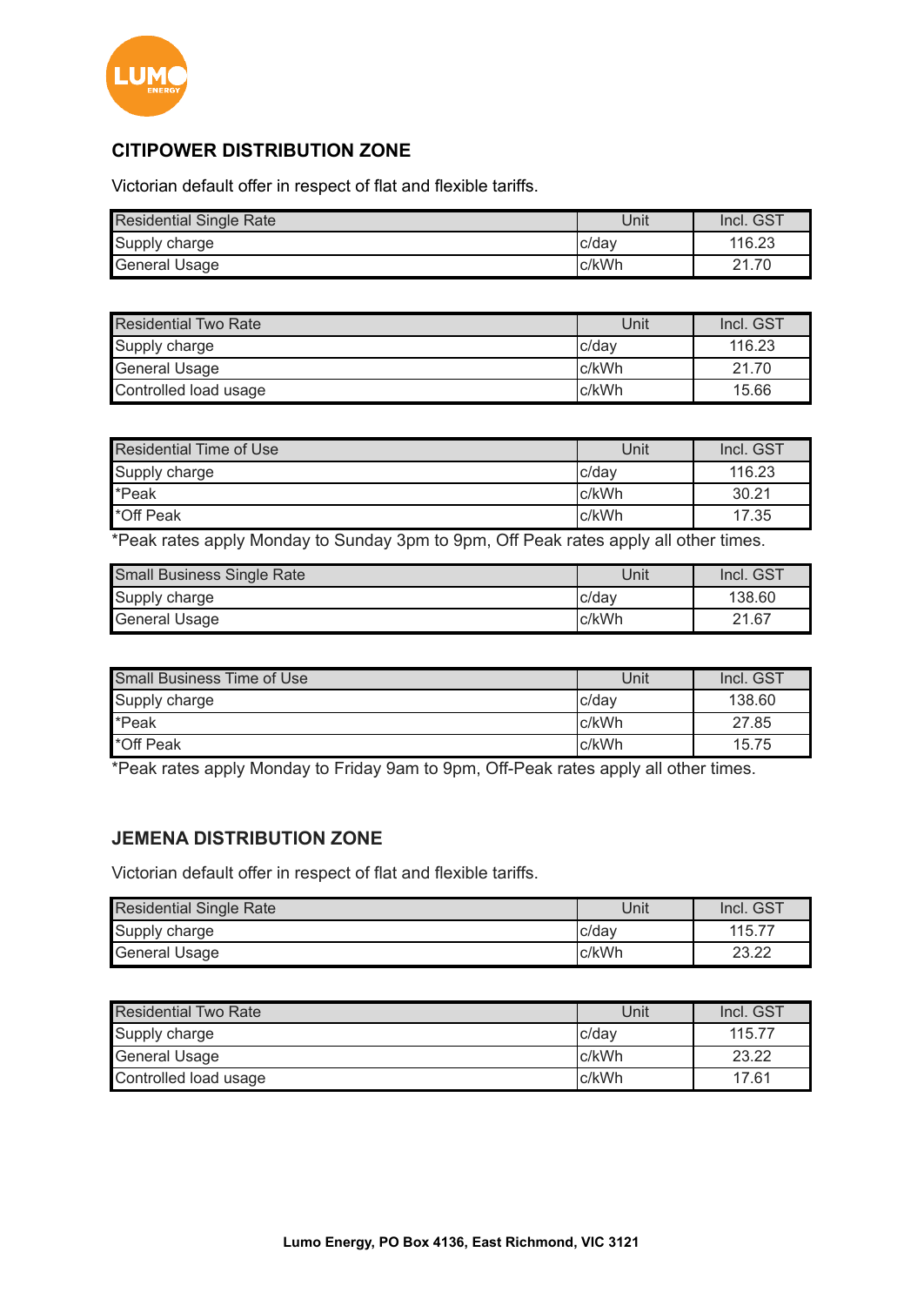## CITIPOWER DISTRIBUTION ZONE

Victorian default offer in respect of flat and flexible tariffs.

| Residential Single Rate | Unit | Incl. GST |
|---|---|---|
| Supply charge | c/day | 116.23 |
| General Usage | c/kWh | 21.70 |

| Residential Two Rate | Unit | Incl. GST |
|---|---|---|
| Supply charge | c/day | 116.23 |
| General Usage | c/kWh | 21.70 |
| Controlled load usage | c/kWh | 15.66 |

| Residential Time of Use | Unit | Incl. GST |
|---|---|---|
| Supply charge | c/day | 116.23 |
| *Peak | c/kWh | 30.21 |
| *Off Peak | c/kWh | 17.35 |

*Peak rates apply Monday to Sunday 3pm to 9pm, Off Peak rates apply all other times.

| Small Business Single Rate | Unit | Incl. GST |
|---|---|---|
| Supply charge | c/day | 138.60 |
| General Usage | c/kWh | 21.67 |

| Small Business Time of Use | Unit | Incl. GST |
|---|---|---|
| Supply charge | c/day | 138.60 |
| *Peak | c/kWh | 27.85 |
| *Off Peak | c/kWh | 15.75 |

*Peak rates apply Monday to Friday 9am to 9pm, Off-Peak rates apply all other times.

## JEMENA DISTRIBUTION ZONE

Victorian default offer in respect of flat and flexible tariffs.

| Residential Single Rate | Unit | Incl. GST |
|---|---|---|
| Supply charge | c/day | 115.77 |
| General Usage | c/kWh | 23.22 |

| Residential Two Rate | Unit | Incl. GST |
|---|---|---|
| Supply charge | c/day | 115.77 |
| General Usage | c/kWh | 23.22 |
| Controlled load usage | c/kWh | 17.61 |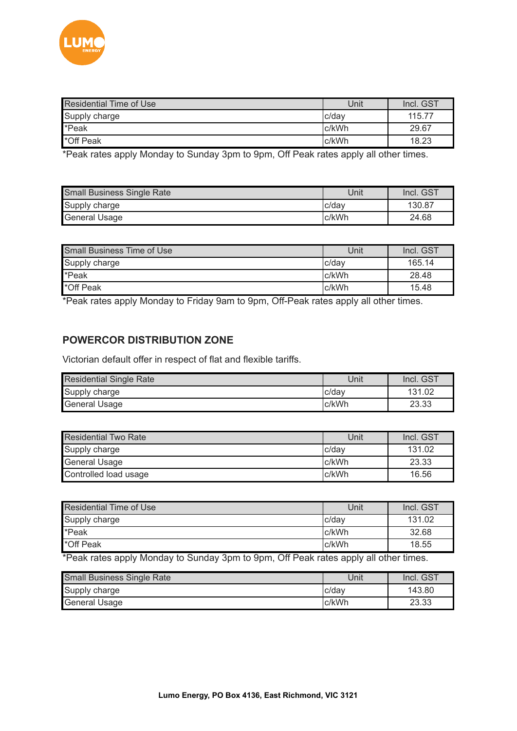| Residential Time of Use | Unit | Incl. GST |
|---|---|---|
| Supply charge | c/day | 115.77 |
| *Peak | c/kWh | 29.67 |
| *Off Peak | c/kWh | 18.23 |

*Peak rates apply Monday to Sunday 3pm to 9pm, Off Peak rates apply all other times.

| Small Business Single Rate | Unit | Incl. GST |
|---|---|---|
| Supply charge | c/day | 130.87 |
| General Usage | c/kWh | 24.68 |

| Small Business Time of Use | Unit | Incl. GST |
|---|---|---|
| Supply charge | c/day | 165.14 |
| *Peak | c/kWh | 28.48 |
| *Off Peak | c/kWh | 15.48 |

*Peak rates apply Monday to Friday 9am to 9pm, Off-Peak rates apply all other times.

## POWERCOR DISTRIBUTION ZONE

Victorian default offer in respect of flat and flexible tariffs.

| Residential Single Rate | Unit | Incl. GST |
|---|---|---|
| Supply charge | c/day | 131.02 |
| General Usage | c/kWh | 23.33 |

| Residential Two Rate | Unit | Incl. GST |
|---|---|---|
| Supply charge | c/day | 131.02 |
| General Usage | c/kWh | 23.33 |
| Controlled load usage | c/kWh | 16.56 |

| Residential Time of Use | Unit | Incl. GST |
|---|---|---|
| Supply charge | c/day | 131.02 |
| *Peak | c/kWh | 32.68 |
| *Off Peak | c/kWh | 18.55 |

*Peak rates apply Monday to Sunday 3pm to 9pm, Off Peak rates apply all other times.

| Small Business Single Rate | Unit | Incl. GST |
|---|---|---|
| Supply charge | c/day | 143.80 |
| General Usage | c/kWh | 23.33 |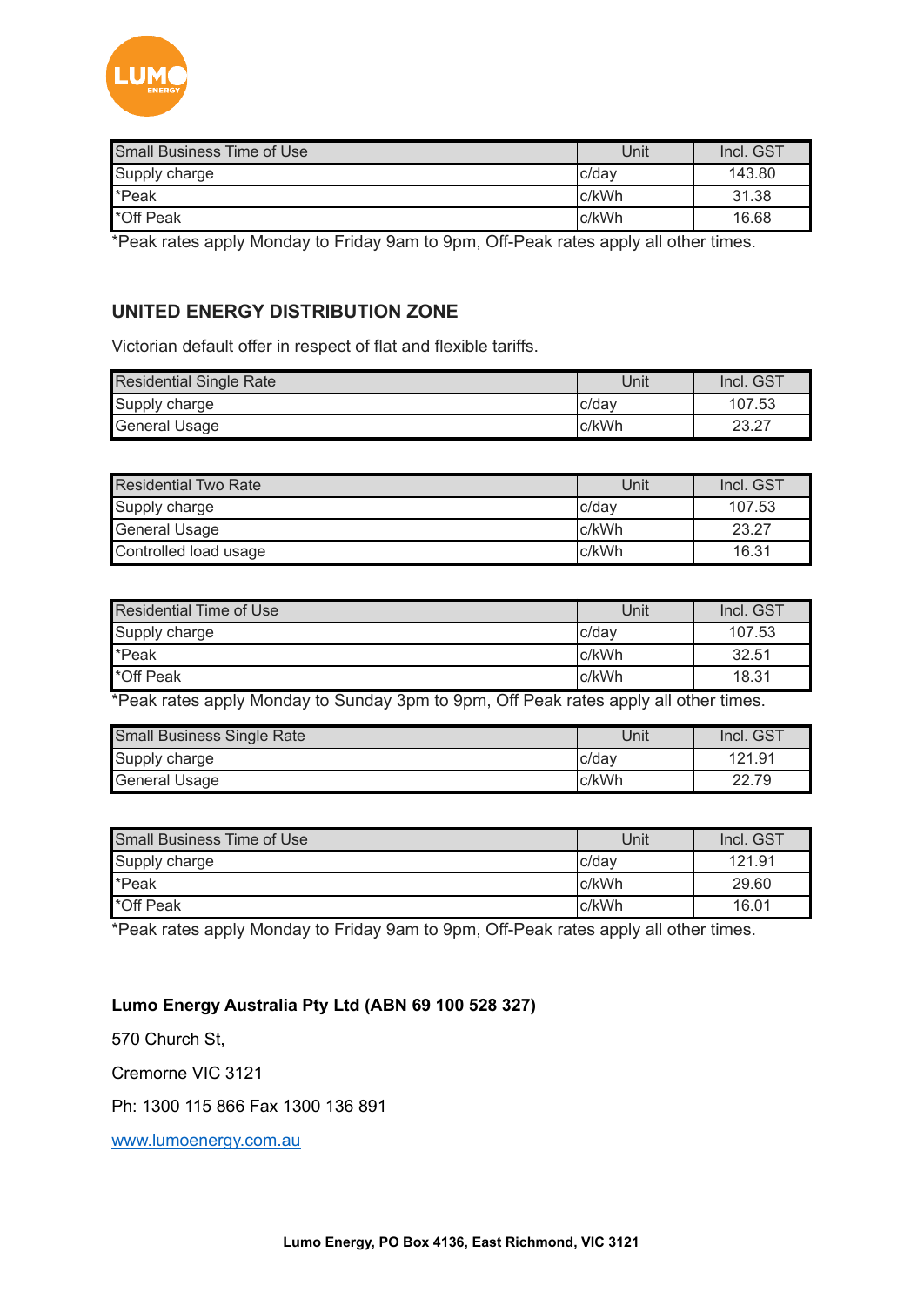| Small Business Time of Use | Unit | Incl. GST |
|---|---|---|
| Supply charge | c/day | 143.80 |
| *Peak | c/kWh | 31.38 |
| *Off Peak | c/kWh | 16.68 |

*Peak rates apply Monday to Friday 9am to 9pm, Off-Peak rates apply all other times.

## UNITED ENERGY DISTRIBUTION ZONE

Victorian default offer in respect of flat and flexible tariffs.

| Residential Single Rate | Unit | Incl. GST |
|---|---|---|
| Supply charge | c/day | 107.53 |
| General Usage | c/kWh | 23.27 |

| Residential Two Rate | Unit | Incl. GST |
|---|---|---|
| Supply charge | c/day | 107.53 |
| General Usage | c/kWh | 23.27 |
| Controlled load usage | c/kWh | 16.31 |

| Residential Time of Use | Unit | Incl. GST |
|---|---|---|
| Supply charge | c/day | 107.53 |
| *Peak | c/kWh | 32.51 |
| *Off Peak | c/kWh | 18.31 |

*Peak rates apply Monday to Sunday 3pm to 9pm, Off Peak rates apply all other times.

| Small Business Single Rate | Unit | Incl. GST |
|---|---|---|
| Supply charge | c/day | 121.91 |
| General Usage | c/kWh | 22.79 |

| Small Business Time of Use | Unit | Incl. GST |
|---|---|---|
| Supply charge | c/day | 121.91 |
| *Peak | c/kWh | 29.60 |
| *Off Peak | c/kWh | 16.01 |

*Peak rates apply Monday to Friday 9am to 9pm, Off-Peak rates apply all other times.

**Lumo Energy Australia Pty Ltd (ABN 69 100 528 327)**

570 Church St,

Cremorne VIC 3121

Ph: 1300 115 866 Fax 1300 136 891

www.lumoenergy.com.au

**Lumo Energy, PO Box 4136, East Richmond, VIC 3121**